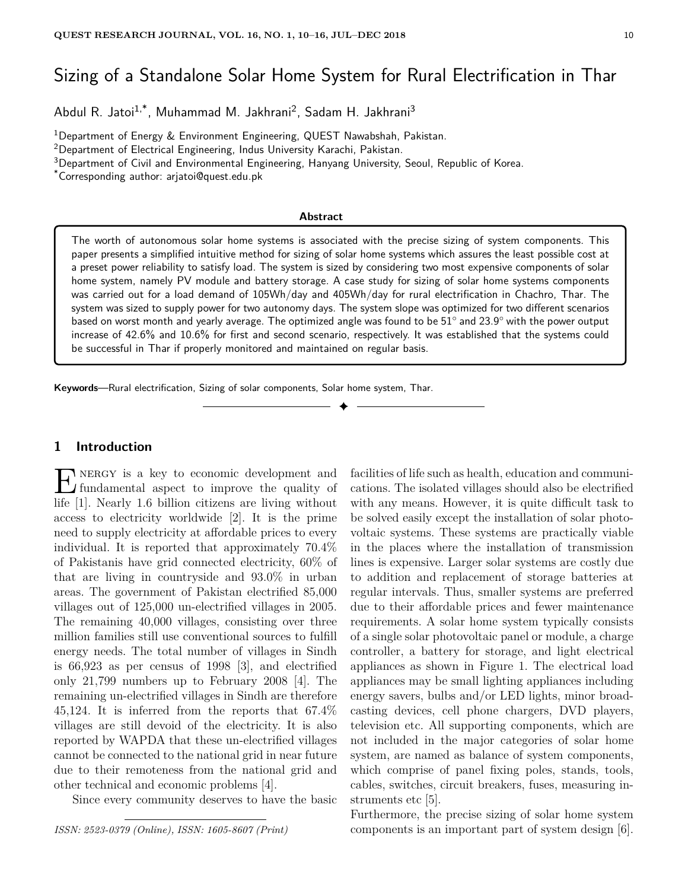# Sizing of a Standalone Solar Home System for Rural Electrification in Thar

Abdul R. Jatoi[1,*], Muhammad M. Jakhrani[2], Sadam H. Jakhrani[3]

[1]Department of Energy & Environment Engineering, QUEST Nawabshah, Pakistan.
[2]Department of Electrical Engineering, Indus University Karachi, Pakistan.
[3]Department of Civil and Environmental Engineering, Hanyang University, Seoul, Republic of Korea.
[*]Corresponding author: arjatoi@quest.edu.pk

### Abstract

The worth of autonomous solar home systems is associated with the precise sizing of system components. This paper presents a simplified intuitive method for sizing of solar home systems which assures the least possible cost at a preset power reliability to satisfy load. The system is sized by considering two most expensive components of solar home system, namely PV module and battery storage. A case study for sizing of solar home systems components was carried out for a load demand of 105Wh/day and 405Wh/day for rural electrification in Chachro, Thar. The system was sized to supply power for two autonomy days. The system slope was optimized for two different scenarios based on worst month and yearly average. The optimized angle was found to be 51° and 23.9° with the power output increase of 42.6% and 10.6% for first and second scenario, respectively. It was established that the systems could be successful in Thar if properly monitored and maintained on regular basis.

**Keywords**—Rural electrification, Sizing of solar components, Solar home system, Thar.

## 1 Introduction

Energy is a key to economic development and fundamental aspect to improve the quality of life [1]. Nearly 1.6 billion citizens are living without access to electricity worldwide [2]. It is the prime need to supply electricity at affordable prices to every individual. It is reported that approximately 70.4% of Pakistanis have grid connected electricity, 60% of that are living in countryside and 93.0% in urban areas. The government of Pakistan electrified 85,000 villages out of 125,000 un-electrified villages in 2005. The remaining 40,000 villages, consisting over three million families still use conventional sources to fulfill energy needs. The total number of villages in Sindh is 66,923 as per census of 1998 [3], and electrified only 21,799 numbers up to February 2008 [4]. The remaining un-electrified villages in Sindh are therefore 45,124. It is inferred from the reports that 67.4% villages are still devoid of the electricity. It is also reported by WAPDA that these un-electrified villages cannot be connected to the national grid in near future due to their remoteness from the national grid and other technical and economic problems [4].

Since every community deserves to have the basic facilities of life such as health, education and communications. The isolated villages should also be electrified with any means. However, it is quite difficult task to be solved easily except the installation of solar photovoltaic systems. These systems are practically viable in the places where the installation of transmission lines is expensive. Larger solar systems are costly due to addition and replacement of storage batteries at regular intervals. Thus, smaller systems are preferred due to their affordable prices and fewer maintenance requirements. A solar home system typically consists of a single solar photovoltaic panel or module, a charge controller, a battery for storage, and light electrical appliances as shown in Figure 1. The electrical load appliances may be small lighting appliances including energy savers, bulbs and/or LED lights, minor broadcasting devices, cell phone chargers, DVD players, television etc. All supporting components, which are not included in the major categories of solar home system, are named as balance of system components, which comprise of panel fixing poles, stands, tools, cables, switches, circuit breakers, fuses, measuring instruments etc [5].

Furthermore, the precise sizing of solar home system components is an important part of system design [6].

*ISSN: 2523-0379 (Online), ISSN: 1605-8607 (Print)*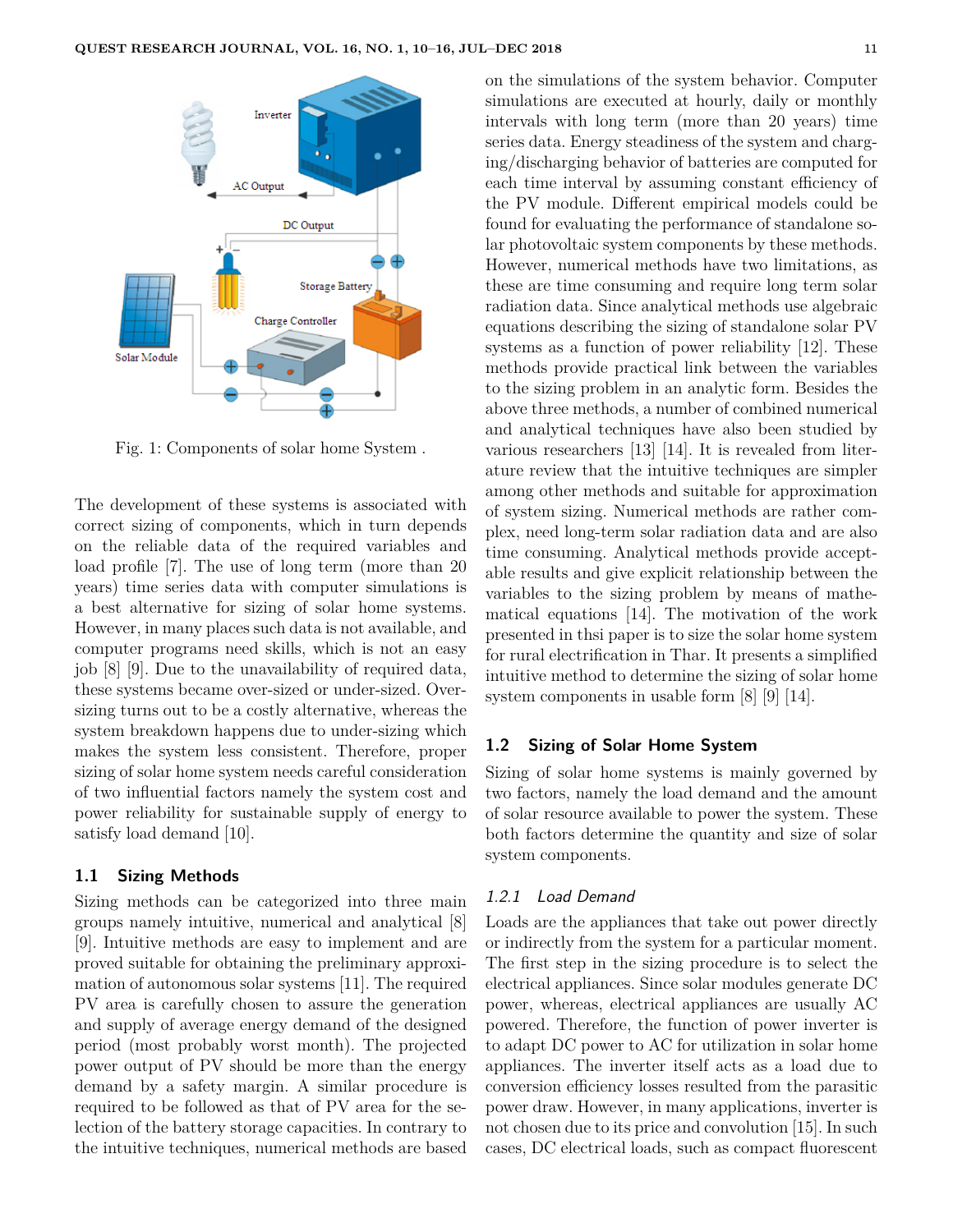Fig. 1: Components of solar home System .

The development of these systems is associated with correct sizing of components, which in turn depends on the reliable data of the required variables and load profile [7]. The use of long term (more than 20 years) time series data with computer simulations is a best alternative for sizing of solar home systems. However, in many places such data is not available, and computer programs need skills, which is not an easy job [8] [9]. Due to the unavailability of required data, these systems became over-sized or under-sized. Oversizing turns out to be a costly alternative, whereas the system breakdown happens due to under-sizing which makes the system less consistent. Therefore, proper sizing of solar home system needs careful consideration of two influential factors namely the system cost and power reliability for sustainable supply of energy to satisfy load demand [10].

### 1.1 Sizing Methods

Sizing methods can be categorized into three main groups namely intuitive, numerical and analytical [8] [9]. Intuitive methods are easy to implement and are proved suitable for obtaining the preliminary approximation of autonomous solar systems [11]. The required PV area is carefully chosen to assure the generation and supply of average energy demand of the designed period (most probably worst month). The projected power output of PV should be more than the energy demand by a safety margin. A similar procedure is required to be followed as that of PV area for the selection of the battery storage capacities. In contrary to the intuitive techniques, numerical methods are based on the simulations of the system behavior. Computer simulations are executed at hourly, daily or monthly intervals with long term (more than 20 years) time series data. Energy steadiness of the system and charging/discharging behavior of batteries are computed for each time interval by assuming constant efficiency of the PV module. Different empirical models could be found for evaluating the performance of standalone solar photovoltaic system components by these methods. However, numerical methods have two limitations, as these are time consuming and require long term solar radiation data. Since analytical methods use algebraic equations describing the sizing of standalone solar PV systems as a function of power reliability [12]. These methods provide practical link between the variables to the sizing problem in an analytic form. Besides the above three methods, a number of combined numerical and analytical techniques have also been studied by various researchers [13] [14]. It is revealed from literature review that the intuitive techniques are simpler among other methods and suitable for approximation of system sizing. Numerical methods are rather complex, need long-term solar radiation data and are also time consuming. Analytical methods provide acceptable results and give explicit relationship between the variables to the sizing problem by means of mathematical equations [14]. The motivation of the work presented in thsi paper is to size the solar home system for rural electrification in Thar. It presents a simplified intuitive method to determine the sizing of solar home system components in usable form [8] [9] [14].

### 1.2 Sizing of Solar Home System

Sizing of solar home systems is mainly governed by two factors, namely the load demand and the amount of solar resource available to power the system. These both factors determine the quantity and size of solar system components.

#### *1.2.1 Load Demand*

Loads are the appliances that take out power directly or indirectly from the system for a particular moment. The first step in the sizing procedure is to select the electrical appliances. Since solar modules generate DC power, whereas, electrical appliances are usually AC powered. Therefore, the function of power inverter is to adapt DC power to AC for utilization in solar home appliances. The inverter itself acts as a load due to conversion efficiency losses resulted from the parasitic power draw. However, in many applications, inverter is not chosen due to its price and convolution [15]. In such cases, DC electrical loads, such as compact fluorescent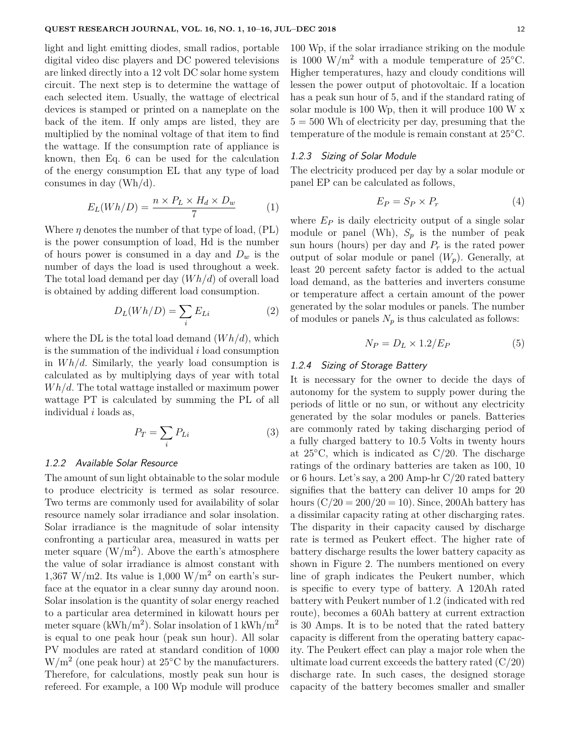light and light emitting diodes, small radios, portable digital video disc players and DC powered televisions are linked directly into a 12 volt DC solar home system circuit. The next step is to determine the wattage of each selected item. Usually, the wattage of electrical devices is stamped or printed on a nameplate on the back of the item. If only amps are listed, they are multiplied by the nominal voltage of that item to find the wattage. If the consumption rate of appliance is known, then Eq. 6 can be used for the calculation of the energy consumption EL that any type of load consumes in day (Wh/d).

$$E_L(Wh/D) = \frac{n \times P_L \times H_d \times D_w}{7} \tag{1}$$

Where $\eta$ denotes the number of that type of load, (PL) is the power consumption of load, Hd is the number of hours power is consumed in a day and $D_w$ is the number of days the load is used throughout a week. The total load demand per day ($Wh/d$) of overall load is obtained by adding different load consumption.

$$D_L(Wh/D) = \sum_i E_{Li} \tag{2}$$

where the DL is the total load demand ($Wh/d$), which is the summation of the individual $i$ load consumption in $Wh/d$. Similarly, the yearly load consumption is calculated as by multiplying days of year with total $Wh/d$. The total wattage installed or maximum power wattage PT is calculated by summing the PL of all individual $i$ loads as,

$$P_T = \sum_i P_{Li} \tag{3}$$

#### 1.2.2 Available Solar Resource

The amount of sun light obtainable to the solar module to produce electricity is termed as solar resource. Two terms are commonly used for availability of solar resource namely solar irradiance and solar insolation. Solar irradiance is the magnitude of solar intensity confronting a particular area, measured in watts per meter square (W/m$^2$). Above the earth's atmosphere the value of solar irradiance is almost constant with 1,367 W/m2. Its value is 1,000 W/m$^2$ on earth's surface at the equator in a clear sunny day around noon. Solar insolation is the quantity of solar energy reached to a particular area determined in kilowatt hours per meter square (kWh/m$^2$). Solar insolation of 1 kWh/m$^2$ is equal to one peak hour (peak sun hour). All solar PV modules are rated at standard condition of 1000 W/m$^2$ (one peak hour) at 25°C by the manufacturers. Therefore, for calculations, mostly peak sun hour is refereed. For example, a 100 Wp module will produce 100 Wp, if the solar irradiance striking on the module is 1000 W/m$^2$ with a module temperature of 25°C. Higher temperatures, hazy and cloudy conditions will lessen the power output of photovoltaic. If a location has a peak sun hour of 5, and if the standard rating of solar module is 100 Wp, then it will produce 100 W x 5 = 500 Wh of electricity per day, presuming that the temperature of the module is remain constant at 25°C.

#### 1.2.3 Sizing of Solar Module

The electricity produced per day by a solar module or panel EP can be calculated as follows,

$$E_P = S_P \times P_r \tag{4}$$

where $E_P$ is daily electricity output of a single solar module or panel (Wh), $S_p$ is the number of peak sun hours (hours) per day and $P_r$ is the rated power output of solar module or panel ($W_p$). Generally, at least 20 percent safety factor is added to the actual load demand, as the batteries and inverters consume or temperature affect a certain amount of the power generated by the solar modules or panels. The number of modules or panels $N_p$ is thus calculated as follows:

$$N_P = D_L \times 1.2 / E_P \tag{5}$$

#### 1.2.4 Sizing of Storage Battery

It is necessary for the owner to decide the days of autonomy for the system to supply power during the periods of little or no sun, or without any electricity generated by the solar modules or panels. Batteries are commonly rated by taking discharging period of a fully charged battery to 10.5 Volts in twenty hours at 25°C, which is indicated as C/20. The discharge ratings of the ordinary batteries are taken as 100, 10 or 6 hours. Let's say, a 200 Amp-hr C/20 rated battery signifies that the battery can deliver 10 amps for 20 hours (C/20 = 200/20 = 10). Since, 200Ah battery has a dissimilar capacity rating at other discharging rates. The disparity in their capacity caused by discharge rate is termed as Peukert effect. The higher rate of battery discharge results the lower battery capacity as shown in Figure 2. The numbers mentioned on every line of graph indicates the Peukert number, which is specific to every type of battery. A 120Ah rated battery with Peukert number of 1.2 (indicated with red route), becomes a 60Ah battery at current extraction is 30 Amps. It is to be noted that the rated battery capacity is different from the operating battery capacity. The Peukert effect can play a major role when the ultimate load current exceeds the battery rated (C/20) discharge rate. In such cases, the designed storage capacity of the battery becomes smaller and smaller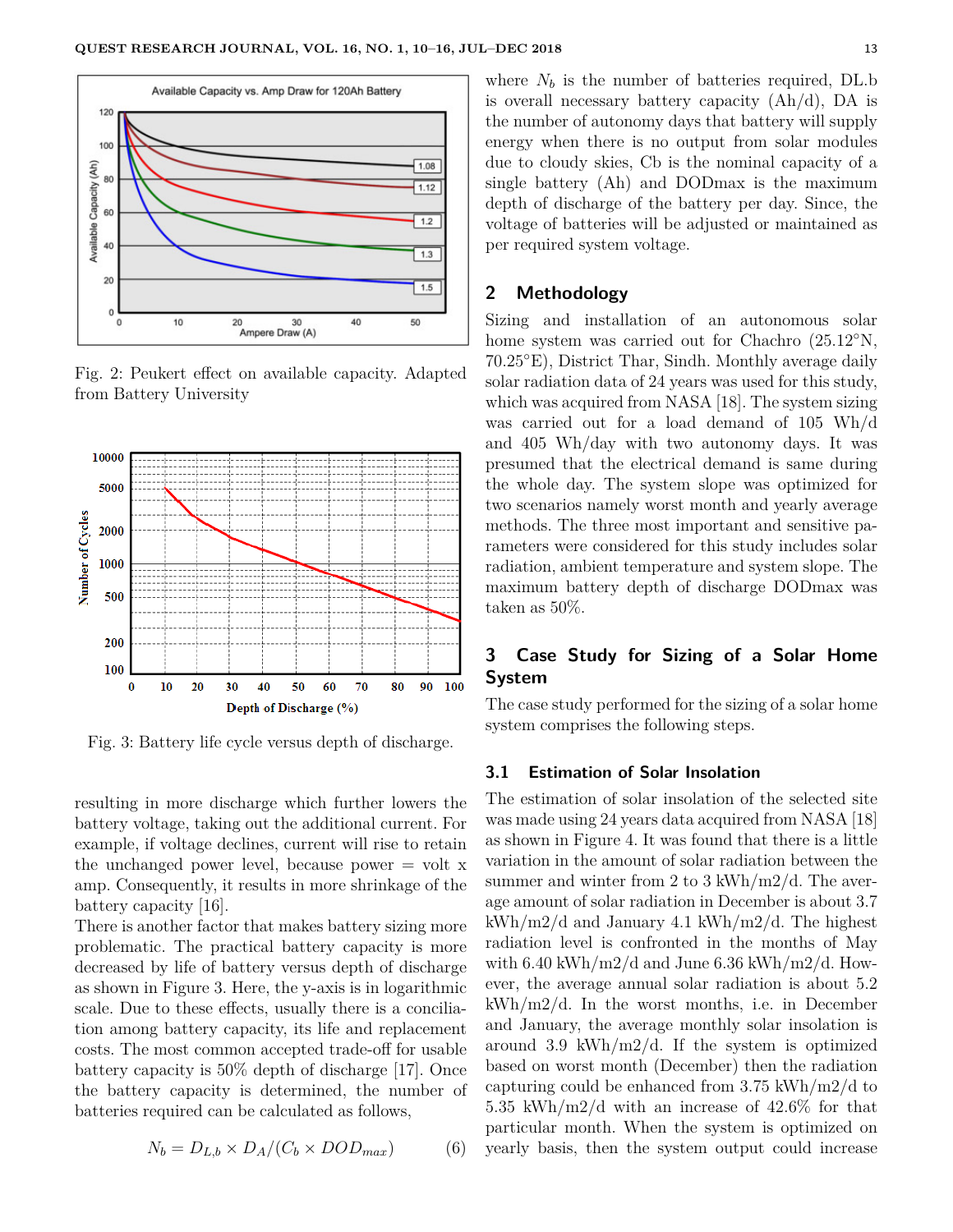Fig. 2: Peukert effect on available capacity. Adapted from Battery University

Fig. 3: Battery life cycle versus depth of discharge.

resulting in more discharge which further lowers the battery voltage, taking out the additional current. For example, if voltage declines, current will rise to retain the unchanged power level, because power = volt x amp. Consequently, it results in more shrinkage of the battery capacity [16].

There is another factor that makes battery sizing more problematic. The practical battery capacity is more decreased by life of battery versus depth of discharge as shown in Figure 3. Here, the y-axis is in logarithmic scale. Due to these effects, usually there is a conciliation among battery capacity, its life and replacement costs. The most common accepted trade-off for usable battery capacity is 50% depth of discharge [17]. Once the battery capacity is determined, the number of batteries required can be calculated as follows,

$$N_b = D_{L,b} \times D_A / (C_b \times DOD_{max}) \tag{6}$$

where $N_b$ is the number of batteries required, DL.b is overall necessary battery capacity (Ah/d), DA is the number of autonomy days that battery will supply energy when there is no output from solar modules due to cloudy skies, Cb is the nominal capacity of a single battery (Ah) and DODmax is the maximum depth of discharge of the battery per day. Since, the voltage of batteries will be adjusted or maintained as per required system voltage.

## 2 Methodology

Sizing and installation of an autonomous solar home system was carried out for Chachro (25.12°N, 70.25°E), District Thar, Sindh. Monthly average daily solar radiation data of 24 years was used for this study, which was acquired from NASA [18]. The system sizing was carried out for a load demand of 105 Wh/d and 405 Wh/day with two autonomy days. It was presumed that the electrical demand is same during the whole day. The system slope was optimized for two scenarios namely worst month and yearly average methods. The three most important and sensitive parameters were considered for this study includes solar radiation, ambient temperature and system slope. The maximum battery depth of discharge DODmax was taken as 50%.

## 3 Case Study for Sizing of a Solar Home System

The case study performed for the sizing of a solar home system comprises the following steps.

### 3.1 Estimation of Solar Insolation

The estimation of solar insolation of the selected site was made using 24 years data acquired from NASA [18] as shown in Figure 4. It was found that there is a little variation in the amount of solar radiation between the summer and winter from 2 to 3 kWh/m2/d. The average amount of solar radiation in December is about 3.7 kWh/m2/d and January 4.1 kWh/m2/d. The highest radiation level is confronted in the months of May with 6.40 kWh/m2/d and June 6.36 kWh/m2/d. However, the average annual solar radiation is about 5.2 kWh/m2/d. In the worst months, i.e. in December and January, the average monthly solar insolation is around 3.9 kWh/m2/d. If the system is optimized based on worst month (December) then the radiation capturing could be enhanced from 3.75 kWh/m2/d to 5.35 kWh/m2/d with an increase of 42.6% for that particular month. When the system is optimized on yearly basis, then the system output could increase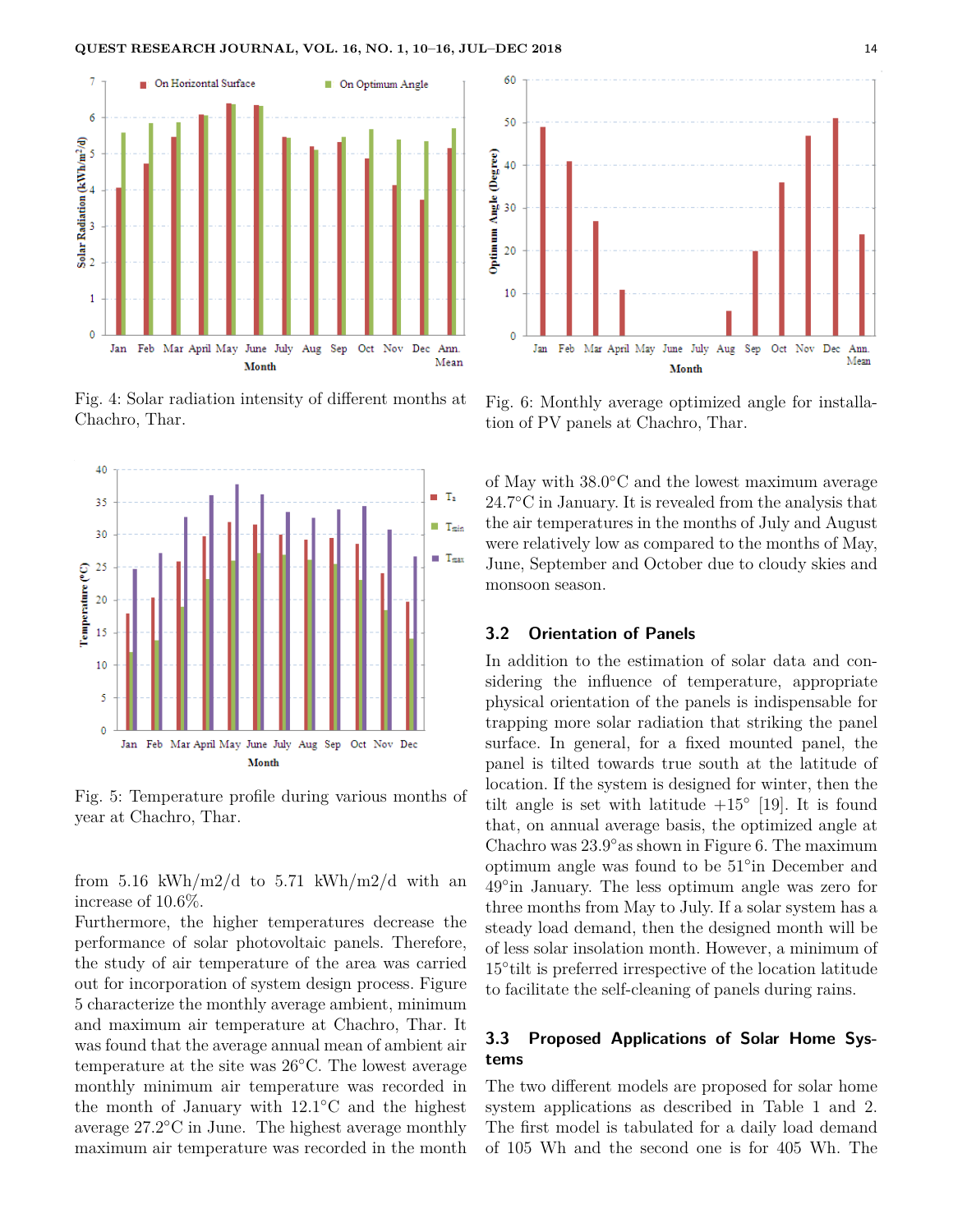Fig. 4: Solar radiation intensity of different months at Chachro, Thar.

Fig. 5: Temperature profile during various months of year at Chachro, Thar.

from 5.16 kWh/m2/d to 5.71 kWh/m2/d with an increase of 10.6%.

Furthermore, the higher temperatures decrease the performance of solar photovoltaic panels. Therefore, the study of air temperature of the area was carried out for incorporation of system design process. Figure 5 characterize the monthly average ambient, minimum and maximum air temperature at Chachro, Thar. It was found that the average annual mean of ambient air temperature at the site was 26°C. The lowest average monthly minimum air temperature was recorded in the month of January with 12.1°C and the highest average 27.2°C in June. The highest average monthly maximum air temperature was recorded in the month of May with 38.0°C and the lowest maximum average 24.7°C in January. It is revealed from the analysis that the air temperatures in the months of July and August were relatively low as compared to the months of May, June, September and October due to cloudy skies and monsoon season.

Fig. 6: Monthly average optimized angle for installation of PV panels at Chachro, Thar.

### 3.2 Orientation of Panels

In addition to the estimation of solar data and considering the influence of temperature, appropriate physical orientation of the panels is indispensable for trapping more solar radiation that striking the panel surface. In general, for a fixed mounted panel, the panel is tilted towards true south at the latitude of location. If the system is designed for winter, then the tilt angle is set with latitude +15° [19]. It is found that, on annual average basis, the optimized angle at Chachro was 23.9°as shown in Figure 6. The maximum optimum angle was found to be 51°in December and 49°in January. The less optimum angle was zero for three months from May to July. If a solar system has a steady load demand, then the designed month will be of less solar insolation month. However, a minimum of 15°tilt is preferred irrespective of the location latitude to facilitate the self-cleaning of panels during rains.

### 3.3 Proposed Applications of Solar Home Systems

The two different models are proposed for solar home system applications as described in Table 1 and 2. The first model is tabulated for a daily load demand of 105 Wh and the second one is for 405 Wh. The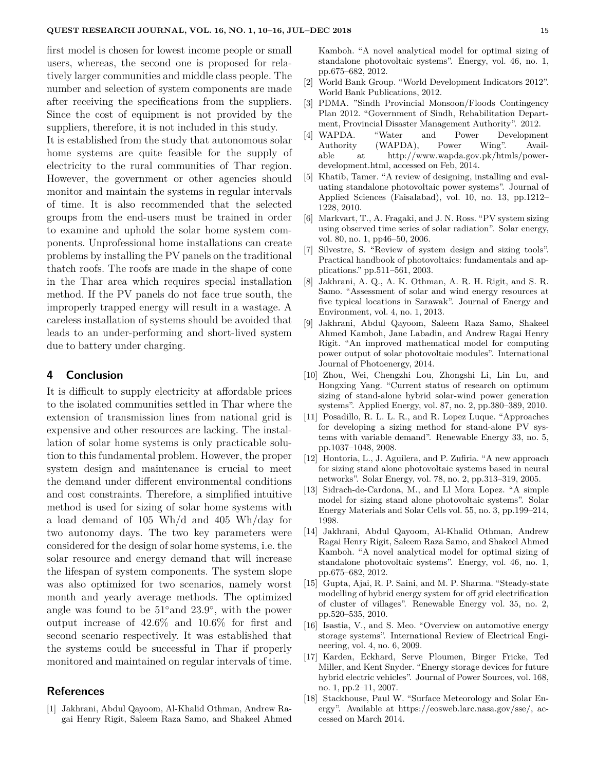first model is chosen for lowest income people or small users, whereas, the second one is proposed for relatively larger communities and middle class people. The number and selection of system components are made after receiving the specifications from the suppliers. Since the cost of equipment is not provided by the suppliers, therefore, it is not included in this study.

It is established from the study that autonomous solar home systems are quite feasible for the supply of electricity to the rural communities of Thar region. However, the government or other agencies should monitor and maintain the systems in regular intervals of time. It is also recommended that the selected groups from the end-users must be trained in order to examine and uphold the solar home system components. Unprofessional home installations can create problems by installing the PV panels on the traditional thatch roofs. The roofs are made in the shape of cone in the Thar area which requires special installation method. If the PV panels do not face true south, the improperly trapped energy will result in a wastage. A careless installation of systems should be avoided that leads to an under-performing and short-lived system due to battery under charging.

## 4 Conclusion

It is difficult to supply electricity at affordable prices to the isolated communities settled in Thar where the extension of transmission lines from national grid is expensive and other resources are lacking. The installation of solar home systems is only practicable solution to this fundamental problem. However, the proper system design and maintenance is crucial to meet the demand under different environmental conditions and cost constraints. Therefore, a simplified intuitive method is used for sizing of solar home systems with a load demand of 105 Wh/d and 405 Wh/day for two autonomy days. The two key parameters were considered for the design of solar home systems, i.e. the solar resource and energy demand that will increase the lifespan of system components. The system slope was also optimized for two scenarios, namely worst month and yearly average methods. The optimized angle was found to be 51°and 23.9°, with the power output increase of 42.6% and 10.6% for first and second scenario respectively. It was established that the systems could be successful in Thar if properly monitored and maintained on regular intervals of time.

## References

[1] Jakhrani, Abdul Qayoom, Al-Khalid Othman, Andrew Ragai Henry Rigit, Saleem Raza Samo, and Shakeel Ahmed Kamboh. "A novel analytical model for optimal sizing of standalone photovoltaic systems". Energy, vol. 46, no. 1, pp.675–682, 2012.

[2] World Bank Group. "World Development Indicators 2012". World Bank Publications, 2012.

[3] PDMA. "Sindh Provincial Monsoon/Floods Contingency Plan 2012. "Government of Sindh, Rehabilitation Department, Provincial Disaster Management Authority". 2012.

[4] WAPDA. "Water and Power Development Authority (WAPDA), Power Wing". Available at http://www.wapda.gov.pk/htmls/power-development.html, accessed on Feb, 2014.

[5] Khatib, Tamer. "A review of designing, installing and evaluating standalone photovoltaic power systems". Journal of Applied Sciences (Faisalabad), vol. 10, no. 13, pp.1212–1228, 2010.

[6] Markvart, T., A. Fragaki, and J. N. Ross. "PV system sizing using observed time series of solar radiation". Solar energy, vol. 80, no. 1, pp46–50, 2006.

[7] Silvestre, S. "Review of system design and sizing tools". Practical handbook of photovoltaics: fundamentals and applications." pp.511–561, 2003.

[8] Jakhrani, A. Q., A. K. Othman, A. R. H. Rigit, and S. R. Samo. "Assessment of solar and wind energy resources at five typical locations in Sarawak". Journal of Energy and Environment, vol. 4, no. 1, 2013.

[9] Jakhrani, Abdul Qayoom, Saleem Raza Samo, Shakeel Ahmed Kamboh, Jane Labadin, and Andrew Ragai Henry Rigit. "An improved mathematical model for computing power output of solar photovoltaic modules". International Journal of Photoenergy, 2014.

[10] Zhou, Wei, Chengzhi Lou, Zhongshi Li, Lin Lu, and Hongxing Yang. "Current status of research on optimum sizing of stand-alone hybrid solar-wind power generation systems". Applied Energy, vol. 87, no. 2, pp.380–389, 2010.

[11] Posadillo, R. L. L. R., and R. Lopez Luque. "Approaches for developing a sizing method for stand-alone PV systems with variable demand". Renewable Energy 33, no. 5, pp.1037–1048, 2008.

[12] Hontoria, L., J. Aguilera, and P. Zufiria. "A new approach for sizing stand alone photovoltaic systems based in neural networks". Solar Energy, vol. 78, no. 2, pp.313–319, 2005.

[13] Sidrach-de-Cardona, M., and Ll Mora Lopez. "A simple model for sizing stand alone photovoltaic systems". Solar Energy Materials and Solar Cells vol. 55, no. 3, pp.199–214, 1998.

[14] Jakhrani, Abdul Qayoom, Al-Khalid Othman, Andrew Ragai Henry Rigit, Saleem Raza Samo, and Shakeel Ahmed Kamboh. "A novel analytical model for optimal sizing of standalone photovoltaic systems". Energy, vol. 46, no. 1, pp.675–682, 2012.

[15] Gupta, Ajai, R. P. Saini, and M. P. Sharma. "Steady-state modelling of hybrid energy system for off grid electrification of cluster of villages". Renewable Energy vol. 35, no. 2, pp.520–535, 2010.

[16] Isastia, V., and S. Meo. "Overview on automotive energy storage systems". International Review of Electrical Engineering, vol. 4, no. 6, 2009.

[17] Karden, Eckhard, Serve Ploumen, Birger Fricke, Ted Miller, and Kent Snyder. "Energy storage devices for future hybrid electric vehicles". Journal of Power Sources, vol. 168, no. 1, pp.2–11, 2007.

[18] Stackhouse, Paul W. "Surface Meteorology and Solar Energy". Available at https://eosweb.larc.nasa.gov/sse/, accessed on March 2014.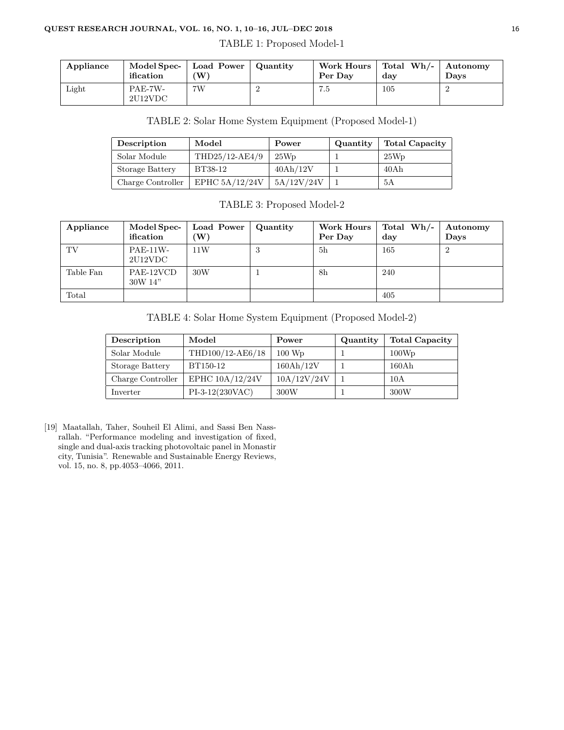TABLE 1: Proposed Model-1

| Appliance | Model Specification | Load Power (W) | Quantity | Work Hours Per Day | Total Wh/-day | Autonomy Days |
|---|---|---|---|---|---|---|
| Light | PAE-7W-2U12VDC | 7W | 2 | 7.5 | 105 | 2 |

TABLE 2: Solar Home System Equipment (Proposed Model-1)

| Description | Model | Power | Quantity | Total Capacity |
|---|---|---|---|---|
| Solar Module | THD25/12-AE4/9 | 25Wp | 1 | 25Wp |
| Storage Battery | BT38-12 | 40Ah/12V | 1 | 40Ah |
| Charge Controller | EPHC 5A/12/24V | 5A/12V/24V | 1 | 5A |

TABLE 3: Proposed Model-2

| Appliance | Model Specification | Load Power (W) | Quantity | Work Hours Per Day | Total Wh/-day | Autonomy Days |
|---|---|---|---|---|---|---|
| TV | PAE-11W-2U12VDC | 11W | 3 | 5h | 165 | 2 |
| Table Fan | PAE-12VCD 30W 14" | 30W | 1 | 8h | 240 | |
| Total | | | | | 405 | |

TABLE 4: Solar Home System Equipment (Proposed Model-2)

| Description | Model | Power | Quantity | Total Capacity |
|---|---|---|---|---|
| Solar Module | THD100/12-AE6/18 | 100 Wp | 1 | 100Wp |
| Storage Battery | BT150-12 | 160Ah/12V | 1 | 160Ah |
| Charge Controller | EPHC 10A/12/24V | 10A/12V/24V | 1 | 10A |
| Inverter | PI-3-12(230VAC) | 300W | 1 | 300W |

[19] Maatallah, Taher, Souheil El Alimi, and Sassi Ben Nassrallah. "Performance modeling and investigation of fixed, single and dual-axis tracking photovoltaic panel in Monastir city, Tunisia". Renewable and Sustainable Energy Reviews, vol. 15, no. 8, pp.4053–4066, 2011.